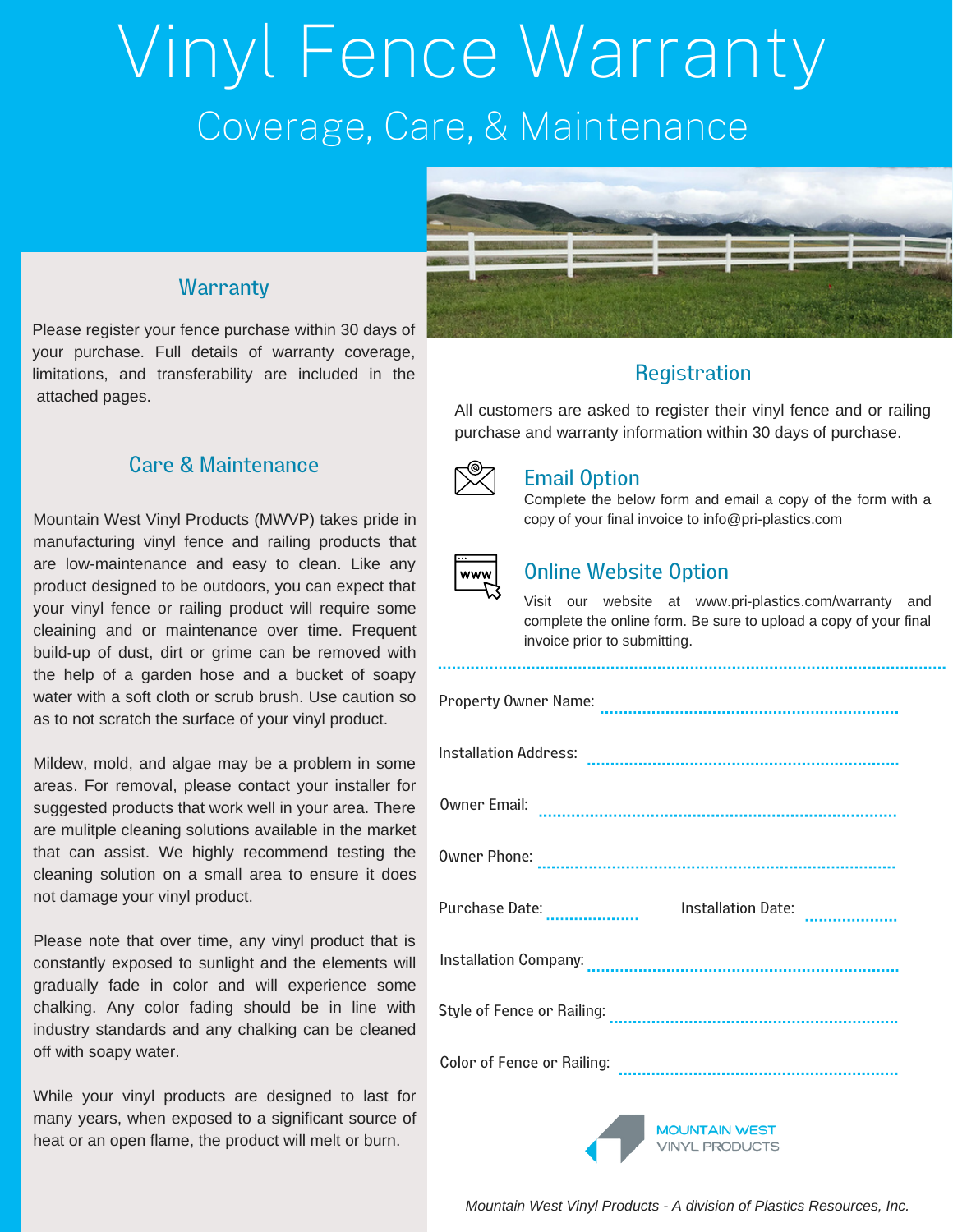# Vinyl Fence Warranty

## Coverage, Care, & Maintenance

### Warranty

Please register your fence purchase within 30 days of your purchase. Full details of warranty coverage, limitations, and transferability are included in the attached pages.

### Care & Maintenance

Mountain West Vinyl Products (MWVP) takes pride in manufacturing vinyl fence and railing products that are low-maintenance and easy to clean. Like any product designed to be outdoors, you can expect that your vinyl fence or railing product will require some cleaining and or maintenance over time. Frequent build-up of dust, dirt or grime can be removed with the help of a garden hose and a bucket of soapy water with a soft cloth or scrub brush. Use caution so as to not scratch the surface of your vinyl product.

Mildew, mold, and algae may be a problem in some areas. For removal, please contact your installer for suggested products that work well in your area. There are mulitple cleaning solutions available in the market that can assist. We highly recommend testing the cleaning solution on a small area to ensure it does not damage your vinyl product.

Please note that over time, any vinyl product that is constantly exposed to sunlight and the elements will gradually fade in color and will experience some chalking. Any color fading should be in line with industry standards and any chalking can be cleaned off with soapy water.

While your vinyl products are designed to last for many years, when exposed to a significant source of heat or an open flame, the product will melt or burn.

### Registration

All customers are asked to register their vinyl fence and or railing purchase and warranty information within 30 days of purchase.

#### Email Option

Complete the below form and email a copy of the form with a copy of your final invoice to info@pri-plastics.com

#### Online Website Option

Visit our website at www.pri-plastics.com/warranty and complete the online form. Be sure to upload a copy of your final invoice prior to submitting.

Property Owner Name: ................................

Installation Address: ................................

Owner Email: ................................

Owner Phone: ................................

Purchase Date: .................... Installation Date: ....................

Installation Company: ................................

Style of Fence or Railing: ................................

Color of Fence or Railing: ................................

MOUNTAIN WEST VINYL PRODUCTS

*Mountain West Vinyl Products - A division of Plastics Resources, Inc.*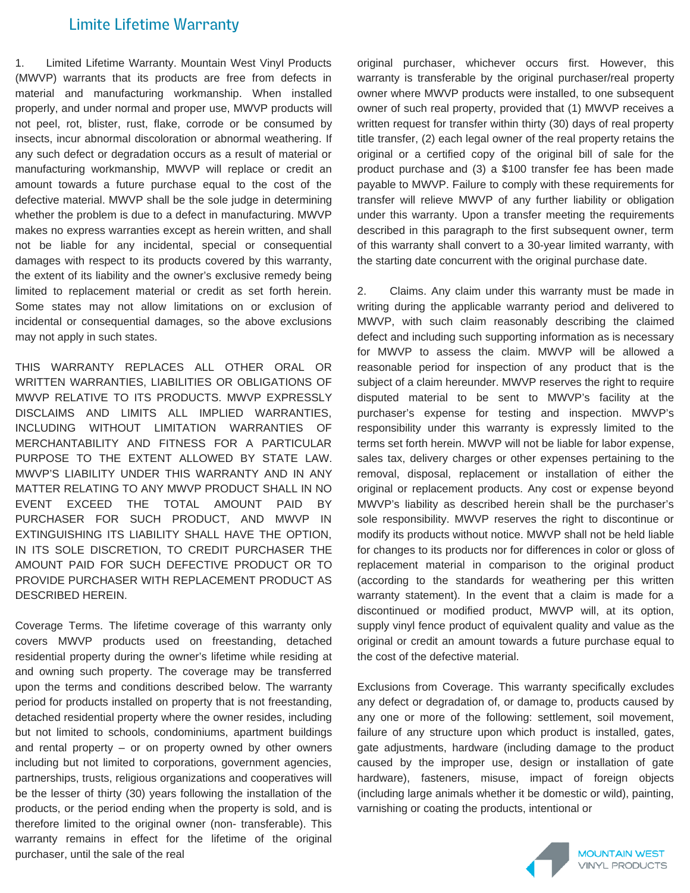# Limite Lifetime Warranty

1. Limited Lifetime Warranty. Mountain West Vinyl Products (MWVP) warrants that its products are free from defects in material and manufacturing workmanship. When installed properly, and under normal and proper use, MWVP products will not peel, rot, blister, rust, flake, corrode or be consumed by insects, incur abnormal discoloration or abnormal weathering. If any such defect or degradation occurs as a result of material or manufacturing workmanship, MWVP will replace or credit an amount towards a future purchase equal to the cost of the defective material. MWVP shall be the sole judge in determining whether the problem is due to a defect in manufacturing. MWVP makes no express warranties except as herein written, and shall not be liable for any incidental, special or consequential damages with respect to its products covered by this warranty, the extent of its liability and the owner's exclusive remedy being limited to replacement material or credit as set forth herein. Some states may not allow limitations on or exclusion of incidental or consequential damages, so the above exclusions may not apply in such states.

THIS WARRANTY REPLACES ALL OTHER ORAL OR WRITTEN WARRANTIES, LIABILITIES OR OBLIGATIONS OF MWVP RELATIVE TO ITS PRODUCTS. MWVP EXPRESSLY DISCLAIMS AND LIMITS ALL IMPLIED WARRANTIES, INCLUDING WITHOUT LIMITATION WARRANTIES OF MERCHANTABILITY AND FITNESS FOR A PARTICULAR PURPOSE TO THE EXTENT ALLOWED BY STATE LAW. MWVP'S LIABILITY UNDER THIS WARRANTY AND IN ANY MATTER RELATING TO ANY MWVP PRODUCT SHALL IN NO EVENT EXCEED THE TOTAL AMOUNT PAID BY PURCHASER FOR SUCH PRODUCT, AND MWVP IN EXTINGUISHING ITS LIABILITY SHALL HAVE THE OPTION, IN ITS SOLE DISCRETION, TO CREDIT PURCHASER THE AMOUNT PAID FOR SUCH DEFECTIVE PRODUCT OR TO PROVIDE PURCHASER WITH REPLACEMENT PRODUCT AS DESCRIBED HEREIN.

Coverage Terms. The lifetime coverage of this warranty only covers MWVP products used on freestanding, detached residential property during the owner's lifetime while residing at and owning such property. The coverage may be transferred upon the terms and conditions described below. The warranty period for products installed on property that is not freestanding, detached residential property where the owner resides, including but not limited to schools, condominiums, apartment buildings and rental property – or on property owned by other owners including but not limited to corporations, government agencies, partnerships, trusts, religious organizations and cooperatives will be the lesser of thirty (30) years following the installation of the products, or the period ending when the property is sold, and is therefore limited to the original owner (non- transferable). This warranty remains in effect for the lifetime of the original purchaser, until the sale of the real original purchaser, whichever occurs first. However, this warranty is transferable by the original purchaser/real property owner where MWVP products were installed, to one subsequent owner of such real property, provided that (1) MWVP receives a written request for transfer within thirty (30) days of real property title transfer, (2) each legal owner of the real property retains the original or a certified copy of the original bill of sale for the product purchase and (3) a $100 transfer fee has been made payable to MWVP. Failure to comply with these requirements for transfer will relieve MWVP of any further liability or obligation under this warranty. Upon a transfer meeting the requirements described in this paragraph to the first subsequent owner, term of this warranty shall convert to a 30-year limited warranty, with the starting date concurrent with the original purchase date.

2. Claims. Any claim under this warranty must be made in writing during the applicable warranty period and delivered to MWVP, with such claim reasonably describing the claimed defect and including such supporting information as is necessary for MWVP to assess the claim. MWVP will be allowed a reasonable period for inspection of any product that is the subject of a claim hereunder. MWVP reserves the right to require disputed material to be sent to MWVP's facility at the purchaser's expense for testing and inspection. MWVP's responsibility under this warranty is expressly limited to the terms set forth herein. MWVP will not be liable for labor expense, sales tax, delivery charges or other expenses pertaining to the removal, disposal, replacement or installation of either the original or replacement products. Any cost or expense beyond MWVP's liability as described herein shall be the purchaser's sole responsibility. MWVP reserves the right to discontinue or modify its products without notice. MWVP shall not be held liable for changes to its products nor for differences in color or gloss of replacement material in comparison to the original product (according to the standards for weathering per this written warranty statement). In the event that a claim is made for a discontinued or modified product, MWVP will, at its option, supply vinyl fence product of equivalent quality and value as the original or credit an amount towards a future purchase equal to the cost of the defective material.

Exclusions from Coverage. This warranty specifically excludes any defect or degradation of, or damage to, products caused by any one or more of the following: settlement, soil movement, failure of any structure upon which product is installed, gates, gate adjustments, hardware (including damage to the product caused by the improper use, design or installation of gate hardware), fasteners, misuse, impact of foreign objects (including large animals whether it be domestic or wild), painting, varnishing or coating the products, intentional or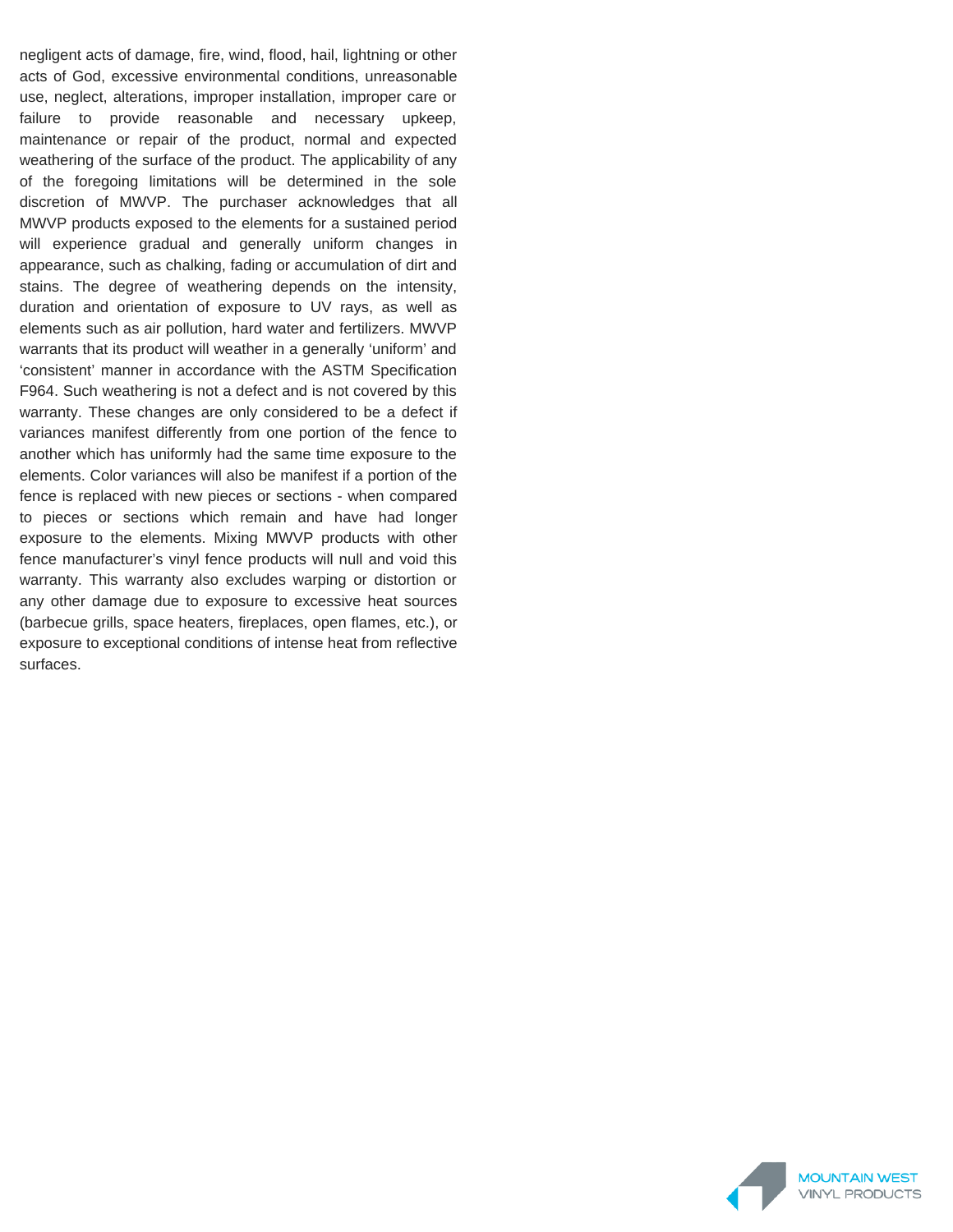negligent acts of damage, fire, wind, flood, hail, lightning or other acts of God, excessive environmental conditions, unreasonable use, neglect, alterations, improper installation, improper care or failure to provide reasonable and necessary upkeep, maintenance or repair of the product, normal and expected weathering of the surface of the product. The applicability of any of the foregoing limitations will be determined in the sole discretion of MWVP. The purchaser acknowledges that all MWVP products exposed to the elements for a sustained period will experience gradual and generally uniform changes in appearance, such as chalking, fading or accumulation of dirt and stains. The degree of weathering depends on the intensity, duration and orientation of exposure to UV rays, as well as elements such as air pollution, hard water and fertilizers. MWVP warrants that its product will weather in a generally 'uniform' and 'consistent' manner in accordance with the ASTM Specification F964. Such weathering is not a defect and is not covered by this warranty. These changes are only considered to be a defect if variances manifest differently from one portion of the fence to another which has uniformly had the same time exposure to the elements. Color variances will also be manifest if a portion of the fence is replaced with new pieces or sections - when compared to pieces or sections which remain and have had longer exposure to the elements. Mixing MWVP products with other fence manufacturer's vinyl fence products will null and void this warranty. This warranty also excludes warping or distortion or any other damage due to exposure to excessive heat sources (barbecue grills, space heaters, fireplaces, open flames, etc.), or exposure to exceptional conditions of intense heat from reflective surfaces.

MOUNTAIN WEST
VINYL PRODUCTS